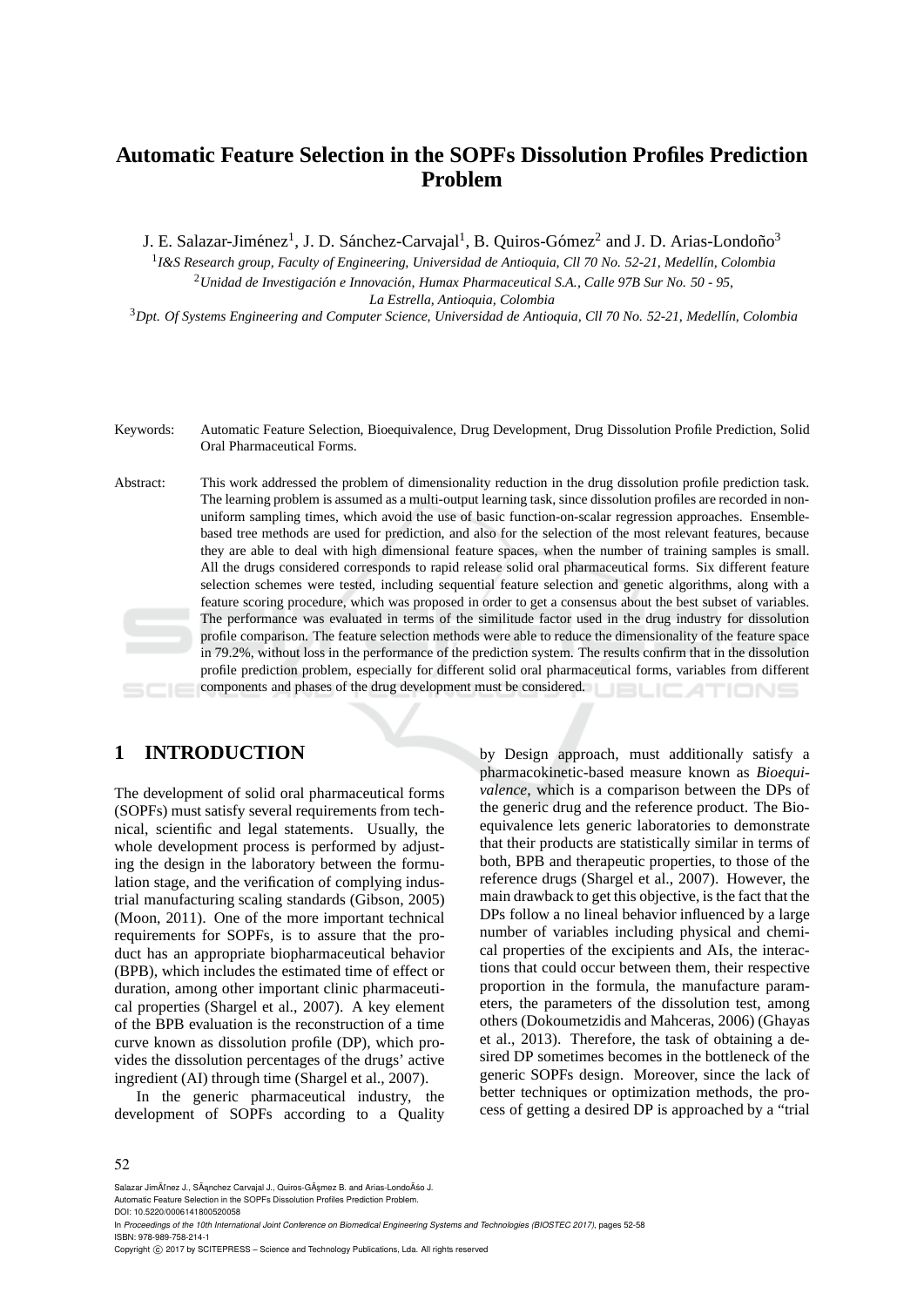# Automatic Feature Selection in the SOPFs Dissolution Profiles Prediction Problem

J. E. Salazar-Jiménez[1], J. D. Sánchez-Carvajal[1], B. Quiros-Gómez[2] and J. D. Arias-Londoño[3]

[1] *I&S Research group, Faculty of Engineering, Universidad de Antioquia, Cll 70 No. 52-21, Medellín, Colombia*

[2] *Unidad de Investigación e Innovación, Humax Pharmaceutical S.A., Calle 97B Sur No. 50 - 95, La Estrella, Antioquia, Colombia*

[3] *Dpt. Of Systems Engineering and Computer Science, Universidad de Antioquia, Cll 70 No. 52-21, Medellín, Colombia*

Keywords: Automatic Feature Selection, Bioequivalence, Drug Development, Drug Dissolution Profile Prediction, Solid Oral Pharmaceutical Forms.

Abstract: This work addressed the problem of dimensionality reduction in the drug dissolution profile prediction task. The learning problem is assumed as a multi-output learning task, since dissolution profiles are recorded in non-uniform sampling times, which avoid the use of basic function-on-scalar regression approaches. Ensemble-based tree methods are used for prediction, and also for the selection of the most relevant features, because they are able to deal with high dimensional feature spaces, when the number of training samples is small. All the drugs considered corresponds to rapid release solid oral pharmaceutical forms. Six different feature selection schemes were tested, including sequential feature selection and genetic algorithms, along with a feature scoring procedure, which was proposed in order to get a consensus about the best subset of variables. The performance was evaluated in terms of the similitude factor used in the drug industry for dissolution profile comparison. The feature selection methods were able to reduce the dimensionality of the feature space in 79.2%, without loss in the performance of the prediction system. The results confirm that in the dissolution profile prediction problem, especially for different solid oral pharmaceutical forms, variables from different components and phases of the drug development must be considered.

## 1 INTRODUCTION

The development of solid oral pharmaceutical forms (SOPFs) must satisfy several requirements from technical, scientific and legal statements. Usually, the whole development process is performed by adjusting the design in the laboratory between the formulation stage, and the verification of complying industrial manufacturing scaling standards (Gibson, 2005) (Moon, 2011). One of the more important technical requirements for SOPFs, is to assure that the product has an appropriate biopharmaceutical behavior (BPB), which includes the estimated time of effect or duration, among other important clinic pharmaceutical properties (Shargel et al., 2007). A key element of the BPB evaluation is the reconstruction of a time curve known as dissolution profile (DP), which provides the dissolution percentages of the drugs' active ingredient (AI) through time (Shargel et al., 2007).

In the generic pharmaceutical industry, the development of SOPFs according to a Quality by Design approach, must additionally satisfy a pharmacokinetic-based measure known as *Bioequivalence*, which is a comparison between the DPs of the generic drug and the reference product. The Bioequivalence lets generic laboratories to demonstrate that their products are statistically similar in terms of both, BPB and therapeutic properties, to those of the reference drugs (Shargel et al., 2007). However, the main drawback to get this objective, is the fact that the DPs follow a no lineal behavior influenced by a large number of variables including physical and chemical properties of the excipients and AIs, the interactions that could occur between them, their respective proportion in the formula, the manufacture parameters, the parameters of the dissolution test, among others (Dokoumetzidis and Mahceras, 2006) (Ghayas et al., 2013). Therefore, the task of obtaining a desired DP sometimes becomes in the bottleneck of the generic SOPFs design. Moreover, since the lack of better techniques or optimization methods, the process of getting a desired DP is approached by a "trial

Salazar JimÃ©nez J., SÃ¡nchez Carvajal J., Quiros-GÃ³mez B. and Arias-LondoÃ±o J.
Automatic Feature Selection in the SOPFs Dissolution Profiles Prediction Problem.
DOI: 10.5220/0006141800520058
In *Proceedings of the 10th International Joint Conference on Biomedical Engineering Systems and Technologies (BIOSTEC 2017)*, pages 52-58
ISBN: 978-989-758-214-1
Copyright © 2017 by SCITEPRESS – Science and Technology Publications, Lda. All rights reserved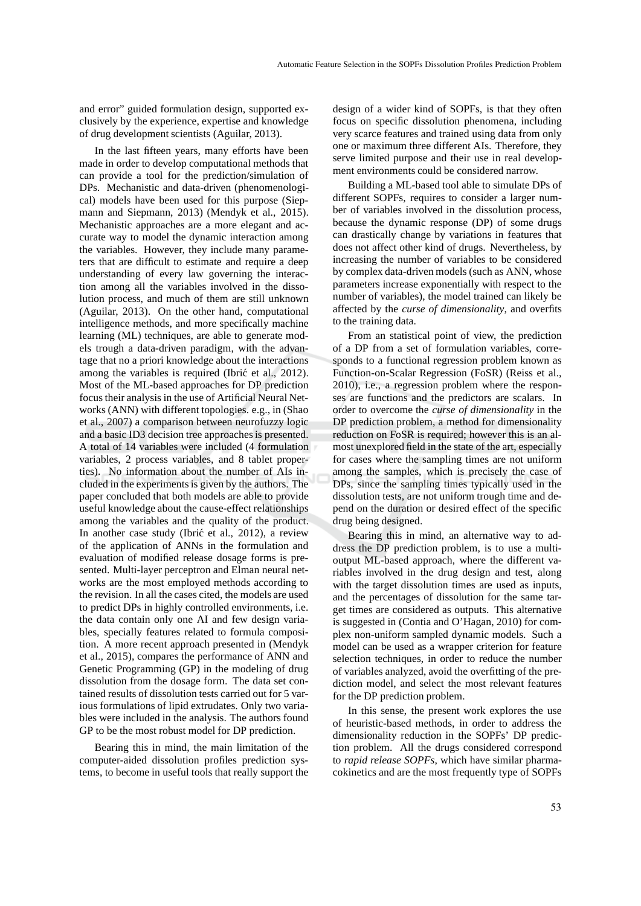and error" guided formulation design, supported exclusively by the experience, expertise and knowledge of drug development scientists (Aguilar, 2013).

In the last fifteen years, many efforts have been made in order to develop computational methods that can provide a tool for the prediction/simulation of DPs. Mechanistic and data-driven (phenomenological) models have been used for this purpose (Siepmann and Siepmann, 2013) (Mendyk et al., 2015). Mechanistic approaches are a more elegant and accurate way to model the dynamic interaction among the variables. However, they include many parameters that are difficult to estimate and require a deep understanding of every law governing the interaction among all the variables involved in the dissolution process, and much of them are still unknown (Aguilar, 2013). On the other hand, computational intelligence methods, and more specifically machine learning (ML) techniques, are able to generate models trough a data-driven paradigm, with the advantage that no a priori knowledge about the interactions among the variables is required (Ibrić et al., 2012). Most of the ML-based approaches for DP prediction focus their analysis in the use of Artificial Neural Networks (ANN) with different topologies. e.g., in (Shao et al., 2007) a comparison between neurofuzzy logic and a basic ID3 decision tree approaches is presented. A total of 14 variables were included (4 formulation variables, 2 process variables, and 8 tablet properties). No information about the number of AIs included in the experiments is given by the authors. The paper concluded that both models are able to provide useful knowledge about the cause-effect relationships among the variables and the quality of the product. In another case study (Ibrić et al., 2012), a review of the application of ANNs in the formulation and evaluation of modified release dosage forms is presented. Multi-layer perceptron and Elman neural networks are the most employed methods according to the revision. In all the cases cited, the models are used to predict DPs in highly controlled environments, i.e. the data contain only one AI and few design variables, specially features related to formula composition. A more recent approach presented in (Mendyk et al., 2015), compares the performance of ANN and Genetic Programming (GP) in the modeling of drug dissolution from the dosage form. The data set contained results of dissolution tests carried out for 5 various formulations of lipid extrudates. Only two variables were included in the analysis. The authors found GP to be the most robust model for DP prediction.

Bearing this in mind, the main limitation of the computer-aided dissolution profiles prediction systems, to become in useful tools that really support the design of a wider kind of SOPFs, is that they often focus on specific dissolution phenomena, including very scarce features and trained using data from only one or maximum three different AIs. Therefore, they serve limited purpose and their use in real development environments could be considered narrow.

Building a ML-based tool able to simulate DPs of different SOPFs, requires to consider a larger number of variables involved in the dissolution process, because the dynamic response (DP) of some drugs can drastically change by variations in features that does not affect other kind of drugs. Nevertheless, by increasing the number of variables to be considered by complex data-driven models (such as ANN, whose parameters increase exponentially with respect to the number of variables), the model trained can likely be affected by the *curse of dimensionality*, and overfits to the training data.

From an statistical point of view, the prediction of a DP from a set of formulation variables, corresponds to a functional regression problem known as Function-on-Scalar Regression (FoSR) (Reiss et al., 2010), i.e., a regression problem where the responses are functions and the predictors are scalars. In order to overcome the *curse of dimensionality* in the DP prediction problem, a method for dimensionality reduction on FoSR is required; however this is an almost unexplored field in the state of the art, especially for cases where the sampling times are not uniform among the samples, which is precisely the case of DPs, since the sampling times typically used in the dissolution tests, are not uniform trough time and depend on the duration or desired effect of the specific drug being designed.

Bearing this in mind, an alternative way to address the DP prediction problem, is to use a multi-output ML-based approach, where the different variables involved in the drug design and test, along with the target dissolution times are used as inputs, and the percentages of dissolution for the same target times are considered as outputs. This alternative is suggested in (Contia and O'Hagan, 2010) for complex non-uniform sampled dynamic models. Such a model can be used as a wrapper criterion for feature selection techniques, in order to reduce the number of variables analyzed, avoid the overfitting of the prediction model, and select the most relevant features for the DP prediction problem.

In this sense, the present work explores the use of heuristic-based methods, in order to address the dimensionality reduction in the SOPFs' DP prediction problem. All the drugs considered correspond to *rapid release SOPFs*, which have similar pharmacokinetics and are the most frequently type of SOPFs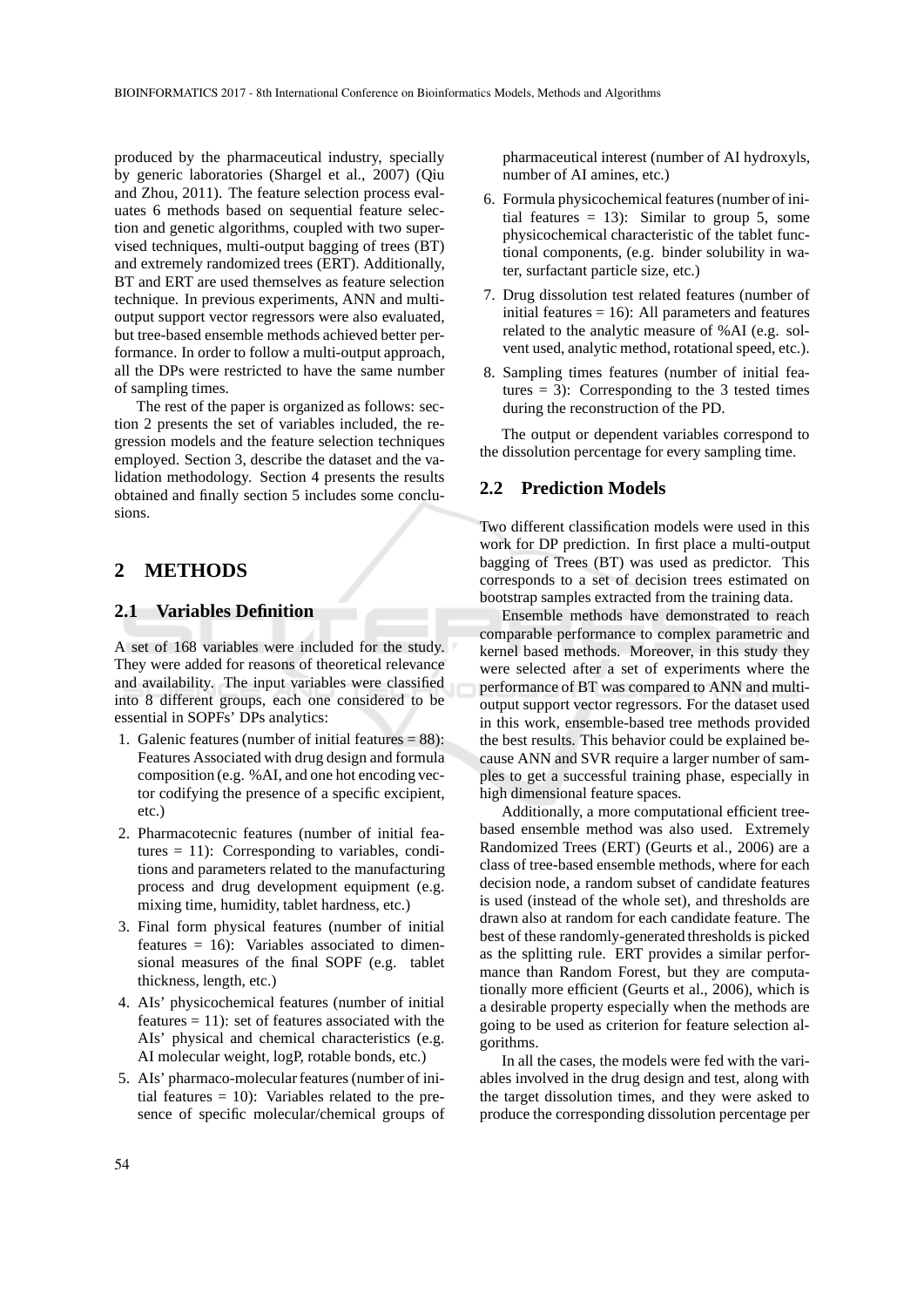produced by the pharmaceutical industry, specially by generic laboratories (Shargel et al., 2007) (Qiu and Zhou, 2011). The feature selection process evaluates 6 methods based on sequential feature selection and genetic algorithms, coupled with two supervised techniques, multi-output bagging of trees (BT) and extremely randomized trees (ERT). Additionally, BT and ERT are used themselves as feature selection technique. In previous experiments, ANN and multi-output support vector regressors were also evaluated, but tree-based ensemble methods achieved better performance. In order to follow a multi-output approach, all the DPs were restricted to have the same number of sampling times.

The rest of the paper is organized as follows: section 2 presents the set of variables included, the regression models and the feature selection techniques employed. Section 3, describe the dataset and the validation methodology. Section 4 presents the results obtained and finally section 5 includes some conclusions.

# 2 METHODS

## 2.1 Variables Definition

A set of 168 variables were included for the study. They were added for reasons of theoretical relevance and availability. The input variables were classified into 8 different groups, each one considered to be essential in SOPFs' DPs analytics:

1. Galenic features (number of initial features = 88): Features Associated with drug design and formula composition (e.g. %AI, and one hot encoding vector codifying the presence of a specific excipient, etc.)
2. Pharmacotecnic features (number of initial features = 11): Corresponding to variables, conditions and parameters related to the manufacturing process and drug development equipment (e.g. mixing time, humidity, tablet hardness, etc.)
3. Final form physical features (number of initial features = 16): Variables associated to dimensional measures of the final SOPF (e.g. tablet thickness, length, etc.)
4. AIs' physicochemical features (number of initial features = 11): set of features associated with the AIs' physical and chemical characteristics (e.g. AI molecular weight, logP, rotable bonds, etc.)
5. AIs' pharmaco-molecular features (number of initial features = 10): Variables related to the presence of specific molecular/chemical groups of pharmaceutical interest (number of AI hydroxyls, number of AI amines, etc.)
6. Formula physicochemical features (number of initial features = 13): Similar to group 5, some physicochemical characteristic of the tablet functional components, (e.g. binder solubility in water, surfactant particle size, etc.)
7. Drug dissolution test related features (number of initial features = 16): All parameters and features related to the analytic measure of %AI (e.g. solvent used, analytic method, rotational speed, etc.).
8. Sampling times features (number of initial features = 3): Corresponding to the 3 tested times during the reconstruction of the PD.

The output or dependent variables correspond to the dissolution percentage for every sampling time.

## 2.2 Prediction Models

Two different classification models were used in this work for DP prediction. In first place a multi-output bagging of Trees (BT) was used as predictor. This corresponds to a set of decision trees estimated on bootstrap samples extracted from the training data.

Ensemble methods have demonstrated to reach comparable performance to complex parametric and kernel based methods. Moreover, in this study they were selected after a set of experiments where the performance of BT was compared to ANN and multi-output support vector regressors. For the dataset used in this work, ensemble-based tree methods provided the best results. This behavior could be explained because ANN and SVR require a larger number of samples to get a successful training phase, especially in high dimensional feature spaces.

Additionally, a more computational efficient tree-based ensemble method was also used. Extremely Randomized Trees (ERT) (Geurts et al., 2006) are a class of tree-based ensemble methods, where for each decision node, a random subset of candidate features is used (instead of the whole set), and thresholds are drawn also at random for each candidate feature. The best of these randomly-generated thresholds is picked as the splitting rule. ERT provides a similar performance than Random Forest, but they are computationally more efficient (Geurts et al., 2006), which is a desirable property especially when the methods are going to be used as criterion for feature selection algorithms.

In all the cases, the models were fed with the variables involved in the drug design and test, along with the target dissolution times, and they were asked to produce the corresponding dissolution percentage per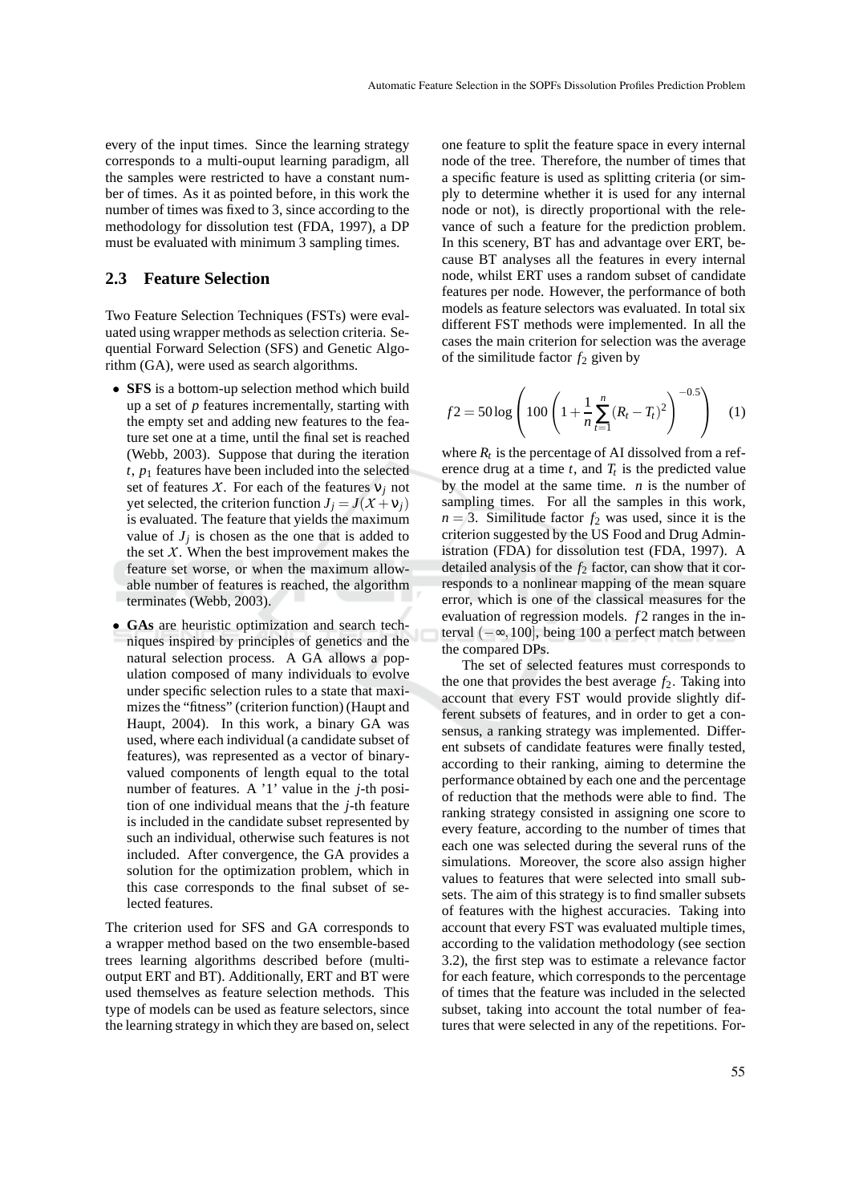every of the input times. Since the learning strategy corresponds to a multi-ouput learning paradigm, all the samples were restricted to have a constant number of times. As it as pointed before, in this work the number of times was fixed to 3, since according to the methodology for dissolution test (FDA, 1997), a DP must be evaluated with minimum 3 sampling times.

## 2.3 Feature Selection

Two Feature Selection Techniques (FSTs) were evaluated using wrapper methods as selection criteria. Sequential Forward Selection (SFS) and Genetic Algorithm (GA), were used as search algorithms.

- **SFS** is a bottom-up selection method which build up a set of $p$ features incrementally, starting with the empty set and adding new features to the feature set one at a time, until the final set is reached (Webb, 2003). Suppose that during the iteration $t$, $p_1$ features have been included into the selected set of features $\mathcal{X}$. For each of the features $\nu_j$ not yet selected, the criterion function $J_j = J(\mathcal{X} + \nu_j)$ is evaluated. The feature that yields the maximum value of $J_j$ is chosen as the one that is added to the set $\mathcal{X}$. When the best improvement makes the feature set worse, or when the maximum allowable number of features is reached, the algorithm terminates (Webb, 2003).
- **GAs** are heuristic optimization and search techniques inspired by principles of genetics and the natural selection process. A GA allows a population composed of many individuals to evolve under specific selection rules to a state that maximizes the "fitness" (criterion function) (Haupt and Haupt, 2004). In this work, a binary GA was used, where each individual (a candidate subset of features), was represented as a vector of binary-valued components of length equal to the total number of features. A '1' value in the $j$-th position of one individual means that the $j$-th feature is included in the candidate subset represented by such an individual, otherwise such features is not included. After convergence, the GA provides a solution for the optimization problem, which in this case corresponds to the final subset of selected features.

The criterion used for SFS and GA corresponds to a wrapper method based on the two ensemble-based trees learning algorithms described before (multi-output ERT and BT). Additionally, ERT and BT were used themselves as feature selection methods. This type of models can be used as feature selectors, since the learning strategy in which they are based on, select one feature to split the feature space in every internal node of the tree. Therefore, the number of times that a specific feature is used as splitting criteria (or simply to determine whether it is used for any internal node or not), is directly proportional with the relevance of such a feature for the prediction problem. In this scenery, BT has and advantage over ERT, because BT analyses all the features in every internal node, whilst ERT uses a random subset of candidate features per node. However, the performance of both models as feature selectors was evaluated. In total six different FST methods were implemented. In all the cases the main criterion for selection was the average of the similitude factor $f_2$ given by

$$f2 = 50 \log \left( 100 \left( 1 + \frac{1}{n} \sum_{t=1}^{n} (R_t - T_t)^2 \right)^{-0.5} \right) \quad (1)$$

where $R_t$ is the percentage of AI dissolved from a reference drug at a time $t$, and $T_t$ is the predicted value by the model at the same time. $n$ is the number of sampling times. For all the samples in this work, $n = 3$. Similitude factor $f_2$ was used, since it is the criterion suggested by the US Food and Drug Administration (FDA) for dissolution test (FDA, 1997). A detailed analysis of the $f_2$ factor, can show that it corresponds to a nonlinear mapping of the mean square error, which is one of the classical measures for the evaluation of regression models. $f2$ ranges in the interval $(-\infty, 100]$, being 100 a perfect match between the compared DPs.

The set of selected features must corresponds to the one that provides the best average $f_2$. Taking into account that every FST would provide slightly different subsets of features, and in order to get a consensus, a ranking strategy was implemented. Different subsets of candidate features were finally tested, according to their ranking, aiming to determine the performance obtained by each one and the percentage of reduction that the methods were able to find. The ranking strategy consisted in assigning one score to every feature, according to the number of times that each one was selected during the several runs of the simulations. Moreover, the score also assign higher values to features that were selected into small subsets. The aim of this strategy is to find smaller subsets of features with the highest accuracies. Taking into account that every FST was evaluated multiple times, according to the validation methodology (see section 3.2), the first step was to estimate a relevance factor for each feature, which corresponds to the percentage of times that the feature was included in the selected subset, taking into account the total number of features that were selected in any of the repetitions. For-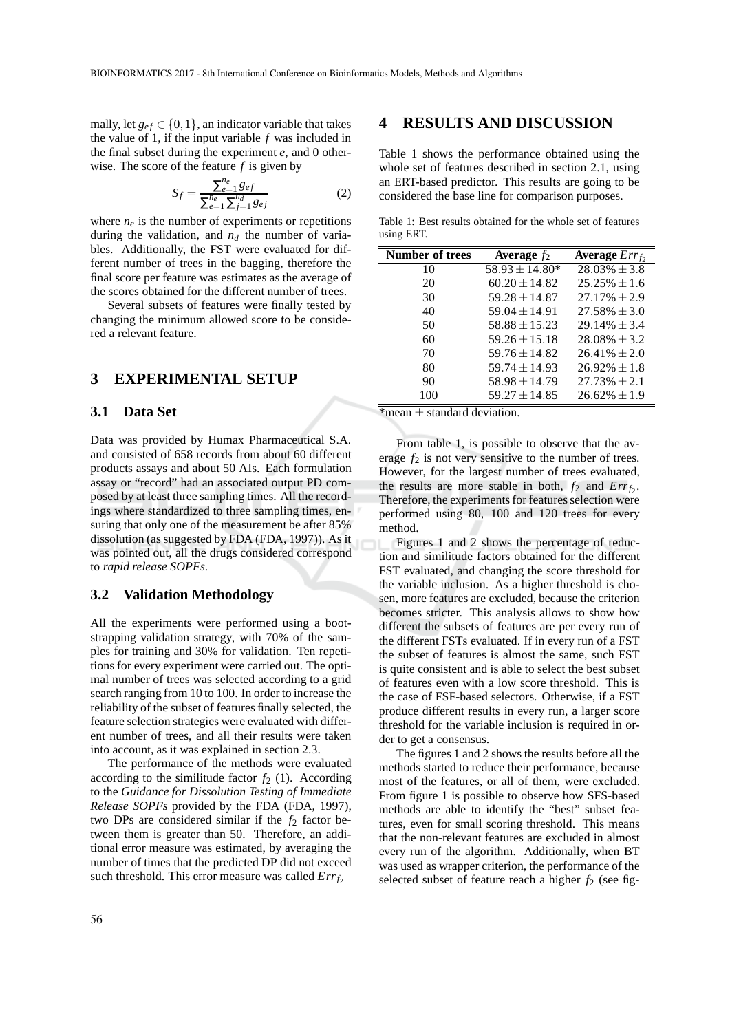mally, let $g_{ef} \in \{0,1\}$, an indicator variable that takes the value of 1, if the input variable $f$ was included in the final subset during the experiment $e$, and 0 otherwise. The score of the feature $f$ is given by

$$S_f = \frac{\sum_{e=1}^{n_e} g_{ef}}{\sum_{e=1}^{n_e} \sum_{j=1}^{n_d} g_{ej}} \tag{2}$$

where $n_e$ is the number of experiments or repetitions during the validation, and $n_d$ the number of variables. Additionally, the FST were evaluated for different number of trees in the bagging, therefore the final score per feature was estimates as the average of the scores obtained for the different number of trees.

Several subsets of features were finally tested by changing the minimum allowed score to be considered a relevant feature.

## 3 EXPERIMENTAL SETUP

### 3.1 Data Set

Data was provided by Humax Pharmaceutical S.A. and consisted of 658 records from about 60 different products assays and about 50 AIs. Each formulation assay or "record" had an associated output PD composed by at least three sampling times. All the recordings where standardized to three sampling times, ensuring that only one of the measurement be after 85% dissolution (as suggested by FDA (FDA, 1997)). As it was pointed out, all the drugs considered correspond to *rapid release SOPFs*.

### 3.2 Validation Methodology

All the experiments were performed using a bootstrapping validation strategy, with 70% of the samples for training and 30% for validation. Ten repetitions for every experiment were carried out. The optimal number of trees was selected according to a grid search ranging from 10 to 100. In order to increase the reliability of the subset of features finally selected, the feature selection strategies were evaluated with different number of trees, and all their results were taken into account, as it was explained in section 2.3.

The performance of the methods were evaluated according to the similitude factor $f_2$ (1). According to the *Guidance for Dissolution Testing of Immediate Release SOPFs* provided by the FDA (FDA, 1997), two DPs are considered similar if the $f_2$ factor between them is greater than 50. Therefore, an additional error measure was estimated, by averaging the number of times that the predicted DP did not exceed such threshold. This error measure was called $Err_{f_2}$

## 4 RESULTS AND DISCUSSION

Table 1 shows the performance obtained using the whole set of features described in section 2.1, using an ERT-based predictor. This results are going to be considered the base line for comparison purposes.

Table 1: Best results obtained for the whole set of features using ERT.

| Number of trees | Average $f_2$ | Average $Err_{f_2}$ |
|---|---|---|
| 10 | $58.93 \pm 14.80$* | $28.03\% \pm 3.8$ |
| 20 | $60.20 \pm 14.82$ | $25.25\% \pm 1.6$ |
| 30 | $59.28 \pm 14.87$ | $27.17\% \pm 2.9$ |
| 40 | $59.04 \pm 14.91$ | $27.58\% \pm 3.0$ |
| 50 | $58.88 \pm 15.23$ | $29.14\% \pm 3.4$ |
| 60 | $59.26 \pm 15.18$ | $28.08\% \pm 3.2$ |
| 70 | $59.76 \pm 14.82$ | $26.41\% \pm 2.0$ |
| 80 | $59.74 \pm 14.93$ | $26.92\% \pm 1.8$ |
| 90 | $58.98 \pm 14.79$ | $27.73\% \pm 2.1$ |
| 100 | $59.27 \pm 14.85$ | $26.62\% \pm 1.9$ |

*mean $\pm$ standard deviation.

From table 1, is possible to observe that the average $f_2$ is not very sensitive to the number of trees. However, for the largest number of trees evaluated, the results are more stable in both, $f_2$ and $Err_{f_2}$. Therefore, the experiments for features selection were performed using 80, 100 and 120 trees for every method.

Figures 1 and 2 shows the percentage of reduction and similitude factors obtained for the different FST evaluated, and changing the score threshold for the variable inclusion. As a higher threshold is chosen, more features are excluded, because the criterion becomes stricter. This analysis allows to show how different the subsets of features are per every run of the different FSTs evaluated. If in every run of a FST the subset of features is almost the same, such FST is quite consistent and is able to select the best subset of features even with a low score threshold. This is the case of FSF-based selectors. Otherwise, if a FST produce different results in every run, a larger score threshold for the variable inclusion is required in order to get a consensus.

The figures 1 and 2 shows the results before all the methods started to reduce their performance, because most of the features, or all of them, were excluded. From figure 1 is possible to observe how SFS-based methods are able to identify the "best" subset features, even for small scoring threshold. This means that the non-relevant features are excluded in almost every run of the algorithm. Additionally, when BT was used as wrapper criterion, the performance of the selected subset of feature reach a higher $f_2$ (see fig-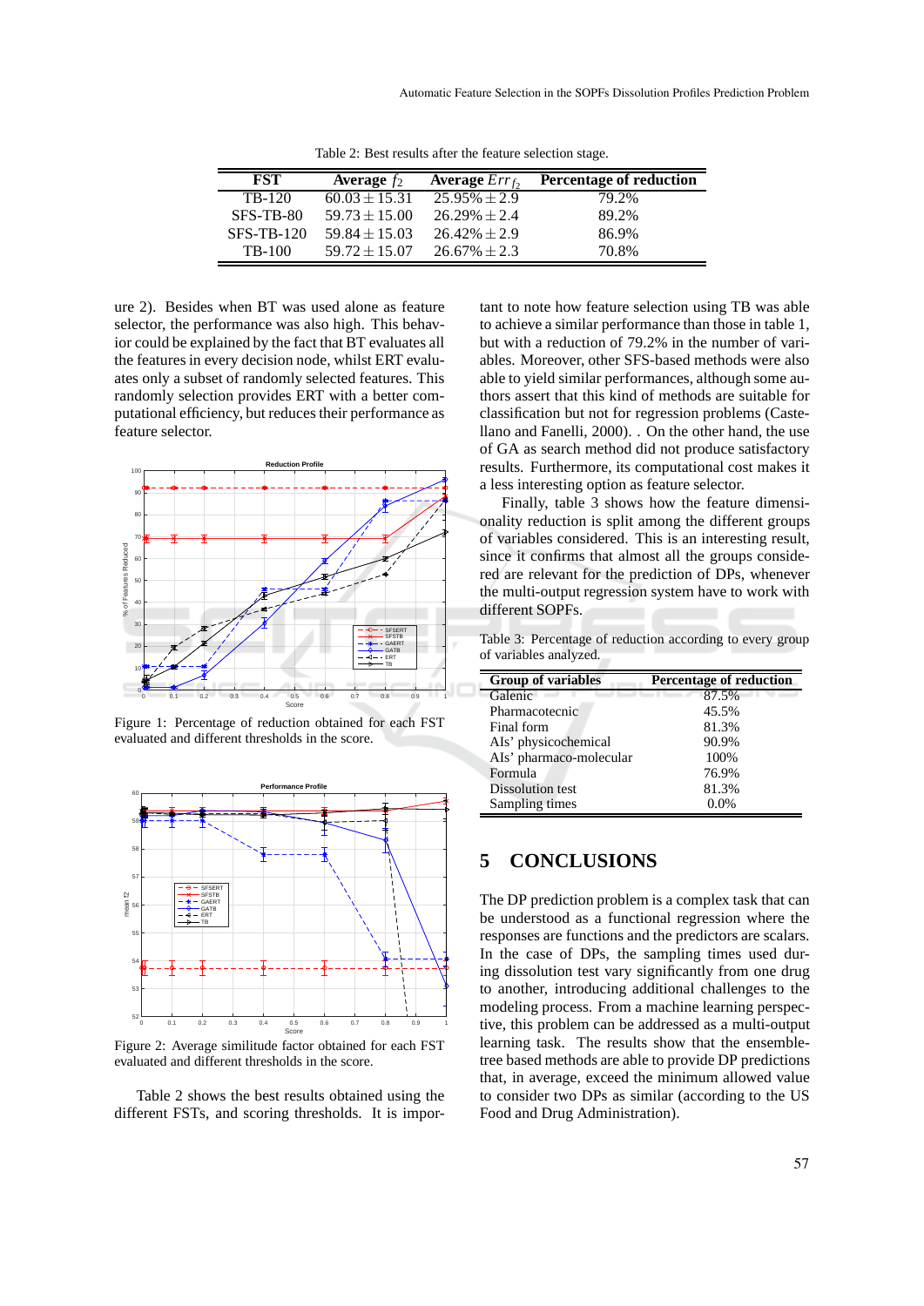Table 2: Best results after the feature selection stage.

| FST | Average $f_2$ | Average $Err_{f_2}$ | Percentage of reduction |
|---|---|---|---|
| TB-120 | $60.03 \pm 15.31$ | $25.95\% \pm 2.9$ | 79.2% |
| SFS-TB-80 | $59.73 \pm 15.00$ | $26.29\% \pm 2.4$ | 89.2% |
| SFS-TB-120 | $59.84 \pm 15.03$ | $26.42\% \pm 2.9$ | 86.9% |
| TB-100 | $59.72 \pm 15.07$ | $26.67\% \pm 2.3$ | 70.8% |

ure 2). Besides when BT was used alone as feature selector, the performance was also high. This behavior could be explained by the fact that BT evaluates all the features in every decision node, whilst ERT evaluates only a subset of randomly selected features. This randomly selection provides ERT with a better computational efficiency, but reduces their performance as feature selector.

Figure 1: Percentage of reduction obtained for each FST evaluated and different thresholds in the score.

Figure 2: Average similitude factor obtained for each FST evaluated and different thresholds in the score.

Table 2 shows the best results obtained using the different FSTs, and scoring thresholds. It is important to note how feature selection using TB was able to achieve a similar performance than those in table 1, but with a reduction of 79.2% in the number of variables. Moreover, other SFS-based methods were also able to yield similar performances, although some authors assert that this kind of methods are suitable for classification but not for regression problems (Castellano and Fanelli, 2000). . On the other hand, the use of GA as search method did not produce satisfactory results. Furthermore, its computational cost makes it a less interesting option as feature selector.

Finally, table 3 shows how the feature dimensionality reduction is split among the different groups of variables considered. This is an interesting result, since it confirms that almost all the groups considered are relevant for the prediction of DPs, whenever the multi-output regression system have to work with different SOPFs.

Table 3: Percentage of reduction according to every group of variables analyzed.

| Group of variables | Percentage of reduction |
|---|---|
| Galenic | 87.5% |
| Pharmacotecnic | 45.5% |
| Final form | 81.3% |
| AIs' physicochemical | 90.9% |
| AIs' pharmaco-molecular | 100% |
| Formula | 76.9% |
| Dissolution test | 81.3% |
| Sampling times | 0.0% |

## 5 CONCLUSIONS

The DP prediction problem is a complex task that can be understood as a functional regression where the responses are functions and the predictors are scalars. In the case of DPs, the sampling times used during dissolution test vary significantly from one drug to another, introducing additional challenges to the modeling process. From a machine learning perspective, this problem can be addressed as a multi-output learning task. The results show that the ensemble-tree based methods are able to provide DP predictions that, in average, exceed the minimum allowed value to consider two DPs as similar (according to the US Food and Drug Administration).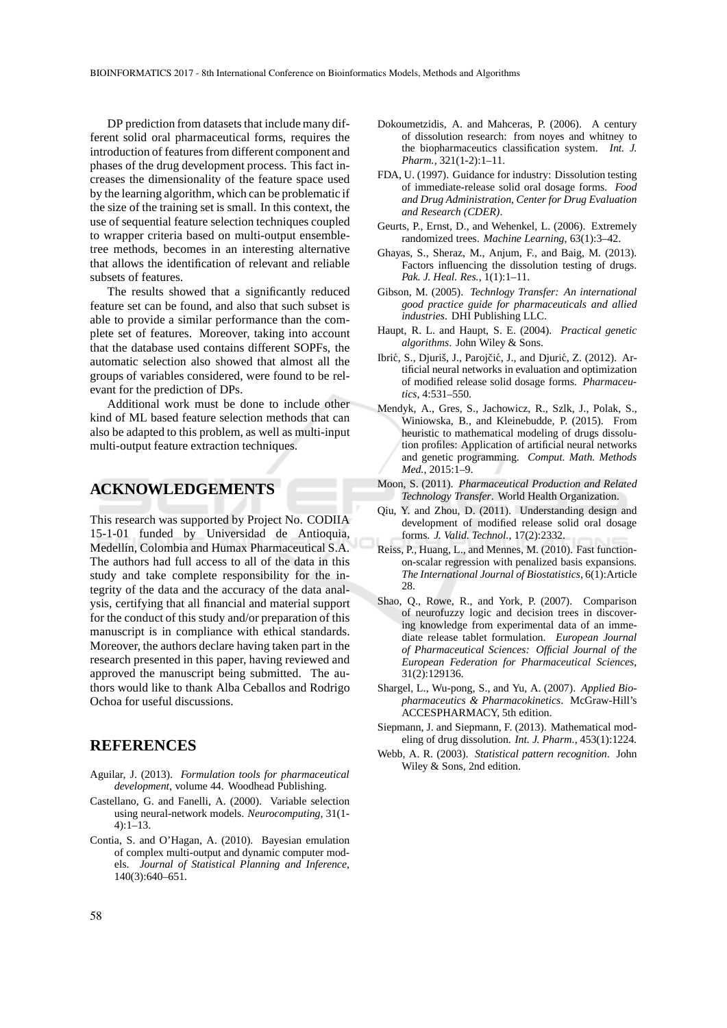DP prediction from datasets that include many different solid oral pharmaceutical forms, requires the introduction of features from different component and phases of the drug development process. This fact increases the dimensionality of the feature space used by the learning algorithm, which can be problematic if the size of the training set is small. In this context, the use of sequential feature selection techniques coupled to wrapper criteria based on multi-output ensemble-tree methods, becomes in an interesting alternative that allows the identification of relevant and reliable subsets of features.

The results showed that a significantly reduced feature set can be found, and also that such subset is able to provide a similar performance than the complete set of features. Moreover, taking into account that the database used contains different SOPFs, the automatic selection also showed that almost all the groups of variables considered, were found to be relevant for the prediction of DPs.

Additional work must be done to include other kind of ML based feature selection methods that can also be adapted to this problem, as well as multi-input multi-output feature extraction techniques.

## ACKNOWLEDGEMENTS

This research was supported by Project No. CODIIA 15-1-01 funded by Universidad de Antioquia, Medellin, Colombia and Humax Pharmaceutical S.A. The authors had full access to all of the data in this study and take complete responsibility for the integrity of the data and the accuracy of the data analysis, certifying that all financial and material support for the conduct of this study and/or preparation of this manuscript is in compliance with ethical standards. Moreover, the authors declare having taken part in the research presented in this paper, having reviewed and approved the manuscript being submitted. The authors would like to thank Alba Ceballos and Rodrigo Ochoa for useful discussions.

## REFERENCES

Aguilar, J. (2013). *Formulation tools for pharmaceutical development*, volume 44. Woodhead Publishing.

Castellano, G. and Fanelli, A. (2000). Variable selection using neural-network models. *Neurocomputing*, 31(1-4):1–13.

Contia, S. and O'Hagan, A. (2010). Bayesian emulation of complex multi-output and dynamic computer models. *Journal of Statistical Planning and Inference*, 140(3):640–651.

Dokoumetzidis, A. and Mahceras, P. (2006). A century of dissolution research: from noyes and whitney to the biopharmaceutics classification system. *Int. J. Pharm.*, 321(1-2):1–11.

FDA, U. (1997). Guidance for industry: Dissolution testing of immediate-release solid oral dosage forms. *Food and Drug Administration, Center for Drug Evaluation and Research (CDER)*.

Geurts, P., Ernst, D., and Wehenkel, L. (2006). Extremely randomized trees. *Machine Learning*, 63(1):3–42.

Ghayas, S., Sheraz, M., Anjum, F., and Baig, M. (2013). Factors influencing the dissolution testing of drugs. *Pak. J. Heal. Res.*, 1(1):1–11.

Gibson, M. (2005). *Technlogy Transfer: An international good practice guide for pharmaceuticals and allied industries*. DHI Publishing LLC.

Haupt, R. L. and Haupt, S. E. (2004). *Practical genetic algorithms*. John Wiley & Sons.

Ibrić, S., Djuriš, J., Parojčić, J., and Djurić, Z. (2012). Artificial neural networks in evaluation and optimization of modified release solid dosage forms. *Pharmaceutics*, 4:531–550.

Mendyk, A., Gres, S., Jachowicz, R., Szlk, J., Polak, S., Winiowska, B., and Kleinebudde, P. (2015). From heuristic to mathematical modeling of drugs dissolution profiles: Application of artificial neural networks and genetic programming. *Comput. Math. Methods Med.*, 2015:1–9.

Moon, S. (2011). *Pharmaceutical Production and Related Technology Transfer*. World Health Organization.

Qiu, Y. and Zhou, D. (2011). Understanding design and development of modified release solid oral dosage forms. *J. Valid. Technol.*, 17(2):2332.

Reiss, P., Huang, L., and Mennes, M. (2010). Fast function-on-scalar regression with penalized basis expansions. *The International Journal of Biostatistics*, 6(1):Article 28.

Shao, Q., Rowe, R., and York, P. (2007). Comparison of neurofuzzy logic and decision trees in discovering knowledge from experimental data of an immediate release tablet formulation. *European Journal of Pharmaceutical Sciences: Official Journal of the European Federation for Pharmaceutical Sciences*, 31(2):129136.

Shargel, L., Wu-pong, S., and Yu, A. (2007). *Applied Biopharmaceutics & Pharmacokinetics*. McGraw-Hill's ACCESPHARMACY, 5th edition.

Siepmann, J. and Siepmann, F. (2013). Mathematical modeling of drug dissolution. *Int. J. Pharm.*, 453(1):1224.

Webb, A. R. (2003). *Statistical pattern recognition*. John Wiley & Sons, 2nd edition.